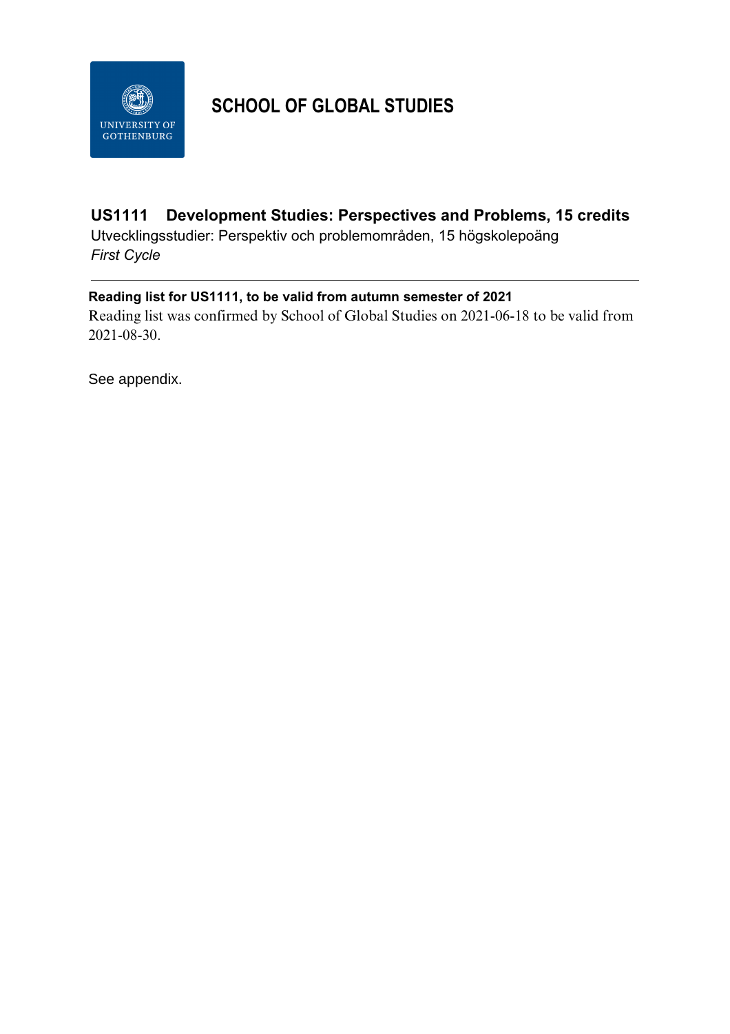# SCHOOL OF GLOBAL STUDIES

## US1111 Development Studies: Perspectives and Problems, 15 credits

Utvecklingsstudier: Perspektiv och problemområden, 15 högskolepoäng

*First Cycle*

---

### Reading list for US1111, to be valid from autumn semester of 2021

Reading list was confirmed by School of Global Studies on 2021-06-18 to be valid from 2021-08-30.

See appendix.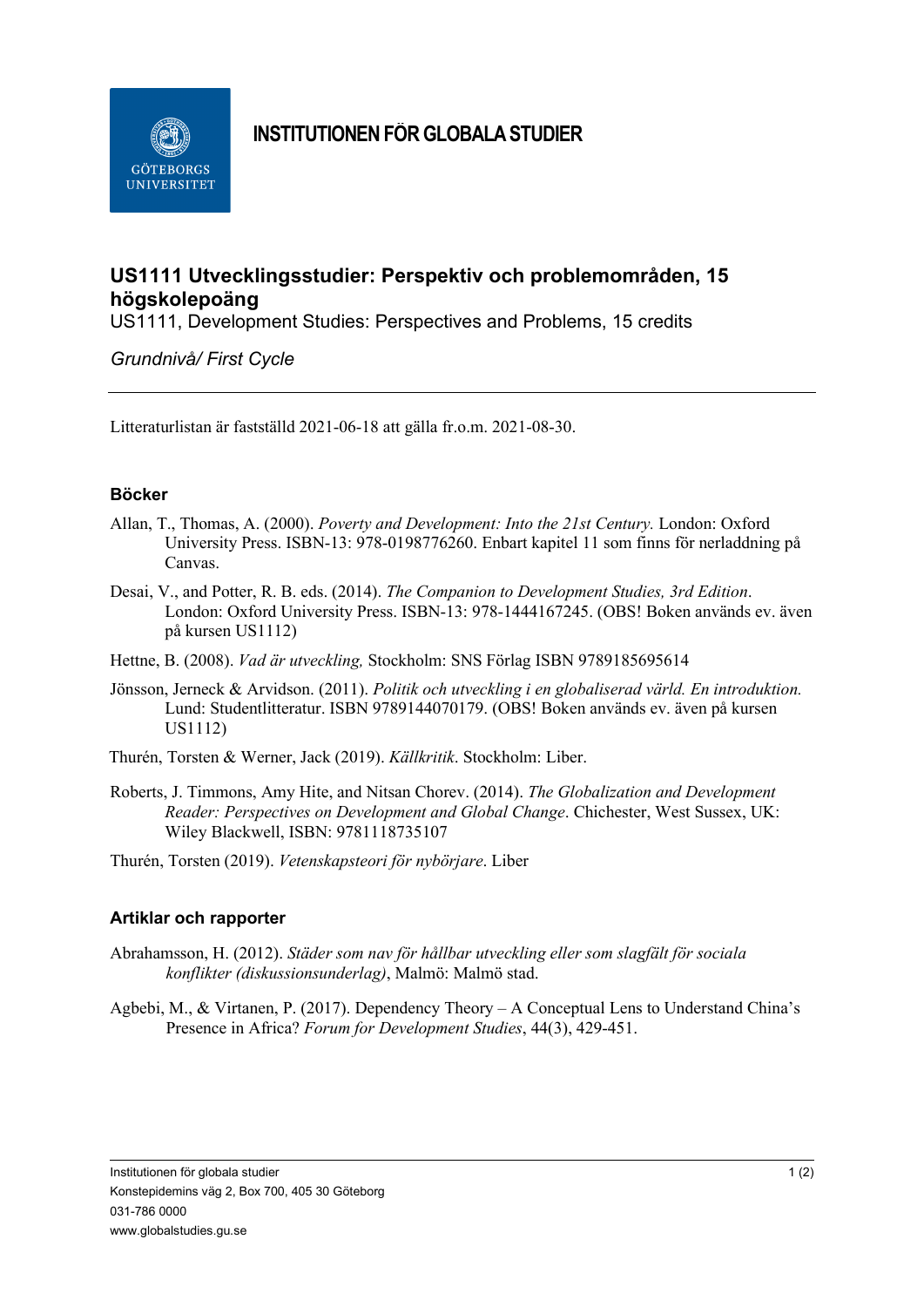**INSTITUTIONEN FÖR GLOBALA STUDIER**

# US1111 Utvecklingsstudier: Perspektiv och problemområden, 15 högskolepoäng

US1111, Development Studies: Perspectives and Problems, 15 credits

*Grundnivå/ First Cycle*

---

Litteraturlistan är fastställd 2021-06-18 att gälla fr.o.m. 2021-08-30.

## Böcker

Allan, T., Thomas, A. (2000). *Poverty and Development: Into the 21st Century.* London: Oxford University Press. ISBN-13: 978-0198776260. Enbart kapitel 11 som finns för nerladdning på Canvas.

Desai, V., and Potter, R. B. eds. (2014). *The Companion to Development Studies, 3rd Edition*. London: Oxford University Press. ISBN-13: 978-1444167245. (OBS! Boken används ev. även på kursen US1112)

Hettne, B. (2008). *Vad är utveckling,* Stockholm: SNS Förlag ISBN 9789185695614

Jönsson, Jerneck & Arvidson. (2011). *Politik och utveckling i en globaliserad värld. En introduktion.* Lund: Studentlitteratur. ISBN 9789144070179. (OBS! Boken används ev. även på kursen US1112)

Thurén, Torsten & Werner, Jack (2019). *Källkritik*. Stockholm: Liber.

Roberts, J. Timmons, Amy Hite, and Nitsan Chorev. (2014). *The Globalization and Development Reader: Perspectives on Development and Global Change*. Chichester, West Sussex, UK: Wiley Blackwell, ISBN: 9781118735107

Thurén, Torsten (2019). *Vetenskapsteori för nybörjare*. Liber

## Artiklar och rapporter

Abrahamsson, H. (2012). *Städer som nav för hållbar utveckling eller som slagfält för sociala konflikter (diskussionsunderlag)*, Malmö: Malmö stad.

Agbebi, M., & Virtanen, P. (2017). Dependency Theory – A Conceptual Lens to Understand China's Presence in Africa? *Forum for Development Studies*, 44(3), 429-451.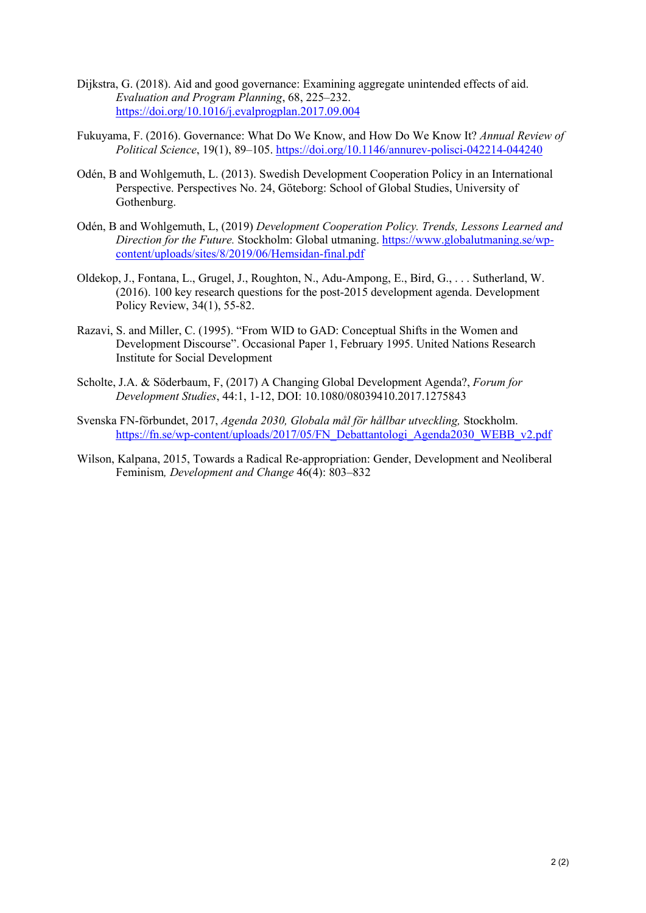Dijkstra, G. (2018). Aid and good governance: Examining aggregate unintended effects of aid. *Evaluation and Program Planning*, 68, 225–232. https://doi.org/10.1016/j.evalprogplan.2017.09.004

Fukuyama, F. (2016). Governance: What Do We Know, and How Do We Know It? *Annual Review of Political Science*, 19(1), 89–105. https://doi.org/10.1146/annurev-polisci-042214-044240

Odén, B and Wohlgemuth, L. (2013). Swedish Development Cooperation Policy in an International Perspective. Perspectives No. 24, Göteborg: School of Global Studies, University of Gothenburg.

Odén, B and Wohlgemuth, L, (2019) *Development Cooperation Policy. Trends, Lessons Learned and Direction for the Future.* Stockholm: Global utmaning. https://www.globalutmaning.se/wp-content/uploads/sites/8/2019/06/Hemsidan-final.pdf

Oldekop, J., Fontana, L., Grugel, J., Roughton, N., Adu-Ampong, E., Bird, G., . . . Sutherland, W. (2016). 100 key research questions for the post-2015 development agenda. Development Policy Review, 34(1), 55-82.

Razavi, S. and Miller, C. (1995). "From WID to GAD: Conceptual Shifts in the Women and Development Discourse". Occasional Paper 1, February 1995. United Nations Research Institute for Social Development

Scholte, J.A. & Söderbaum, F, (2017) A Changing Global Development Agenda?, *Forum for Development Studies*, 44:1, 1-12, DOI: 10.1080/08039410.2017.1275843

Svenska FN-förbundet, 2017, *Agenda 2030, Globala mål för hållbar utveckling,* Stockholm. https://fn.se/wp-content/uploads/2017/05/FN_Debattantologi_Agenda2030_WEBB_v2.pdf

Wilson, Kalpana, 2015, Towards a Radical Re-appropriation: Gender, Development and Neoliberal Feminism*, Development and Change* 46(4): 803–832